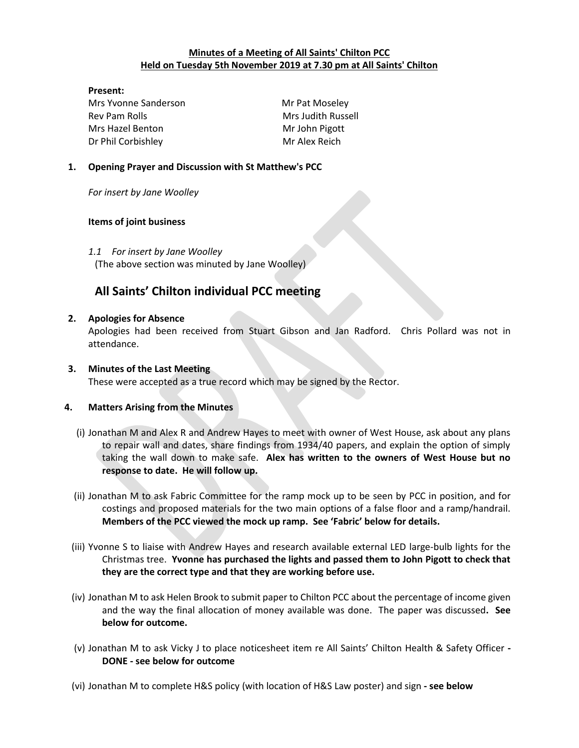**Minutes of a Meeting of All Saints' Chilton PCC**
**Held on Tuesday 5th November 2019 at 7.30 pm at All Saints' Chilton**

**Present:**

Mrs Yvonne Sanderson
Rev Pam Rolls
Mrs Hazel Benton
Dr Phil Corbishley
Mr Pat Moseley
Mrs Judith Russell
Mr John Pigott
Mr Alex Reich

**1. Opening Prayer and Discussion with St Matthew's PCC**

*For insert by Jane Woolley*

**Items of joint business**

*1.1 For insert by Jane Woolley*
(The above section was minuted by Jane Woolley)

## All Saints' Chilton individual PCC meeting

**2. Apologies for Absence**

Apologies had been received from Stuart Gibson and Jan Radford. Chris Pollard was not in attendance.

**3. Minutes of the Last Meeting**

These were accepted as a true record which may be signed by the Rector.

**4. Matters Arising from the Minutes**

(i) Jonathan M and Alex R and Andrew Hayes to meet with owner of West House, ask about any plans to repair wall and dates, share findings from 1934/40 papers, and explain the option of simply taking the wall down to make safe. **Alex has written to the owners of West House but no response to date. He will follow up.**

(ii) Jonathan M to ask Fabric Committee for the ramp mock up to be seen by PCC in position, and for costings and proposed materials for the two main options of a false floor and a ramp/handrail. **Members of the PCC viewed the mock up ramp. See 'Fabric' below for details.**

(iii) Yvonne S to liaise with Andrew Hayes and research available external LED large-bulb lights for the Christmas tree. **Yvonne has purchased the lights and passed them to John Pigott to check that they are the correct type and that they are working before use.**

(iv) Jonathan M to ask Helen Brook to submit paper to Chilton PCC about the percentage of income given and the way the final allocation of money available was done. The paper was discussed**. See below for outcome.**

(v) Jonathan M to ask Vicky J to place noticesheet item re All Saints' Chilton Health & Safety Officer **- DONE - see below for outcome**

(vi) Jonathan M to complete H&S policy (with location of H&S Law poster) and sign **- see below**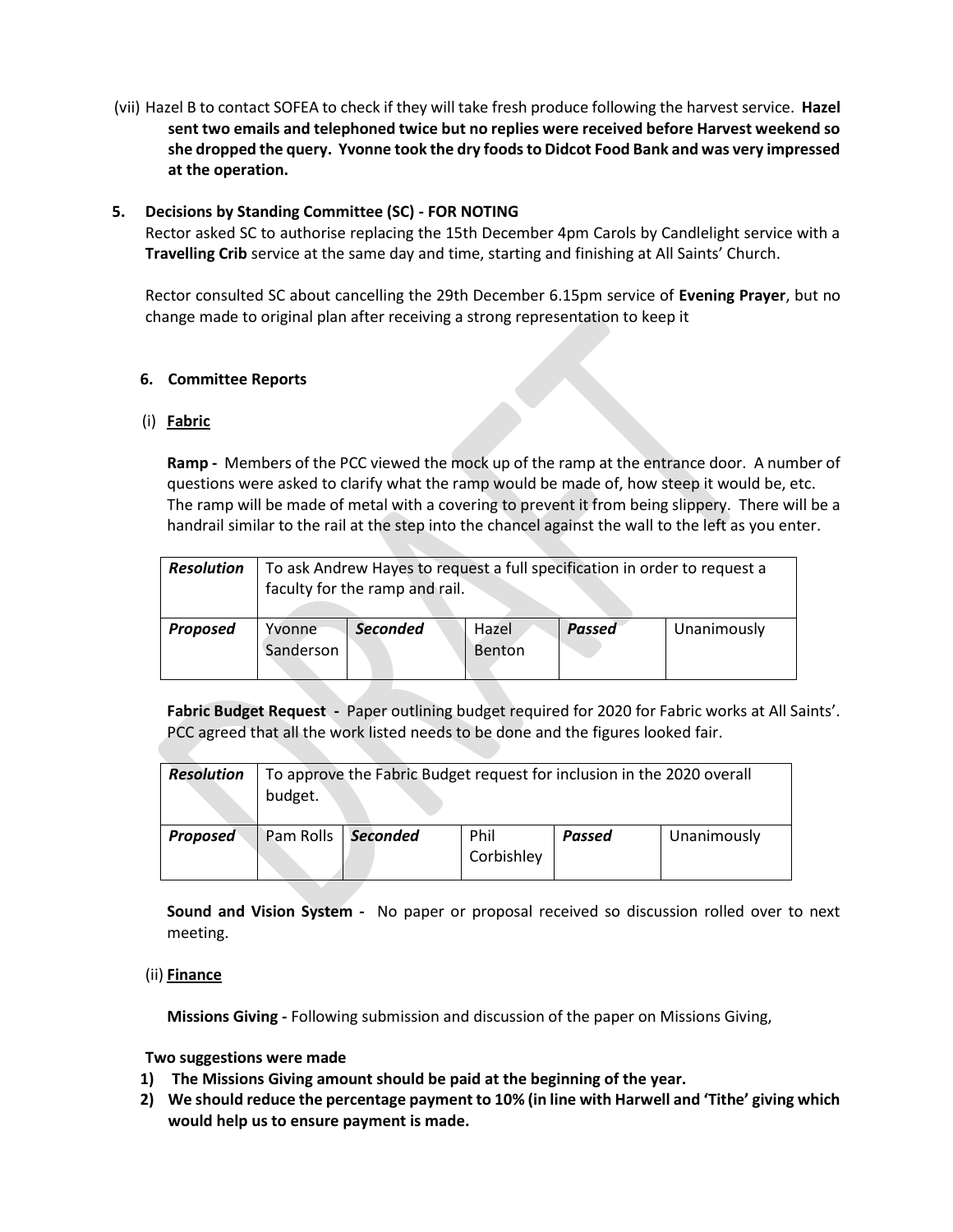(vii) Hazel B to contact SOFEA to check if they will take fresh produce following the harvest service. **Hazel sent two emails and telephoned twice but no replies were received before Harvest weekend so she dropped the query. Yvonne took the dry foods to Didcot Food Bank and was very impressed at the operation.**

**5. Decisions by Standing Committee (SC) - FOR NOTING**

Rector asked SC to authorise replacing the 15th December 4pm Carols by Candlelight service with a **Travelling Crib** service at the same day and time, starting and finishing at All Saints' Church.

Rector consulted SC about cancelling the 29th December 6.15pm service of **Evening Prayer**, but no change made to original plan after receiving a strong representation to keep it

**6. Committee Reports**

(i) **Fabric**

**Ramp -** Members of the PCC viewed the mock up of the ramp at the entrance door. A number of questions were asked to clarify what the ramp would be made of, how steep it would be, etc. The ramp will be made of metal with a covering to prevent it from being slippery. There will be a handrail similar to the rail at the step into the chancel against the wall to the left as you enter.

| ***Resolution*** | To ask Andrew Hayes to request a full specification in order to request a faculty for the ramp and rail. | | | | |
|---|---|---|---|---|---|
| ***Proposed*** | Yvonne Sanderson | ***Seconded*** | Hazel Benton | ***Passed*** | Unanimously |

**Fabric Budget Request -** Paper outlining budget required for 2020 for Fabric works at All Saints'. PCC agreed that all the work listed needs to be done and the figures looked fair.

| ***Resolution*** | To approve the Fabric Budget request for inclusion in the 2020 overall budget. | | | | |
|---|---|---|---|---|---|
| ***Proposed*** | Pam Rolls | ***Seconded*** | Phil Corbishley | ***Passed*** | Unanimously |

**Sound and Vision System -** No paper or proposal received so discussion rolled over to next meeting.

(ii) **Finance**

**Missions Giving -** Following submission and discussion of the paper on Missions Giving,

**Two suggestions were made**

1) **The Missions Giving amount should be paid at the beginning of the year.**
2) **We should reduce the percentage payment to 10% (in line with Harwell and 'Tithe' giving which would help us to ensure payment is made.**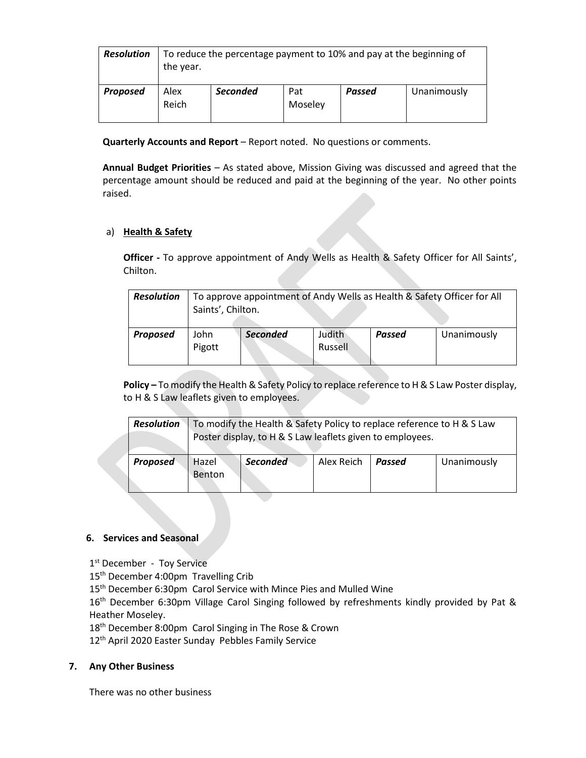| *Resolution* | To reduce the percentage payment to 10% and pay at the beginning of the year. | | | | |
|---|---|---|---|---|---|
| ***Proposed*** | Alex Reich | ***Seconded*** | Pat Moseley | ***Passed*** | Unanimously |

**Quarterly Accounts and Report** – Report noted. No questions or comments.

**Annual Budget Priorities** – As stated above, Mission Giving was discussed and agreed that the percentage amount should be reduced and paid at the beginning of the year. No other points raised.

a) **Health & Safety**

**Officer -** To approve appointment of Andy Wells as Health & Safety Officer for All Saints', Chilton.

| *Resolution* | To approve appointment of Andy Wells as Health & Safety Officer for All Saints', Chilton. | | | | |
|---|---|---|---|---|---|
| ***Proposed*** | John Pigott | ***Seconded*** | Judith Russell | ***Passed*** | Unanimously |

**Policy –** To modify the Health & Safety Policy to replace reference to H & S Law Poster display, to H & S Law leaflets given to employees.

| *Resolution* | To modify the Health & Safety Policy to replace reference to H & S Law Poster display, to H & S Law leaflets given to employees. | | | | |
|---|---|---|---|---|---|
| ***Proposed*** | Hazel Benton | ***Seconded*** | Alex Reich | ***Passed*** | Unanimously |

## 6. Services and Seasonal

1st December - Toy Service
15th December 4:00pm Travelling Crib
15th December 6:30pm Carol Service with Mince Pies and Mulled Wine
16th December 6:30pm Village Carol Singing followed by refreshments kindly provided by Pat & Heather Moseley.
18th December 8:00pm Carol Singing in The Rose & Crown
12th April 2020 Easter Sunday Pebbles Family Service

## 7. Any Other Business

There was no other business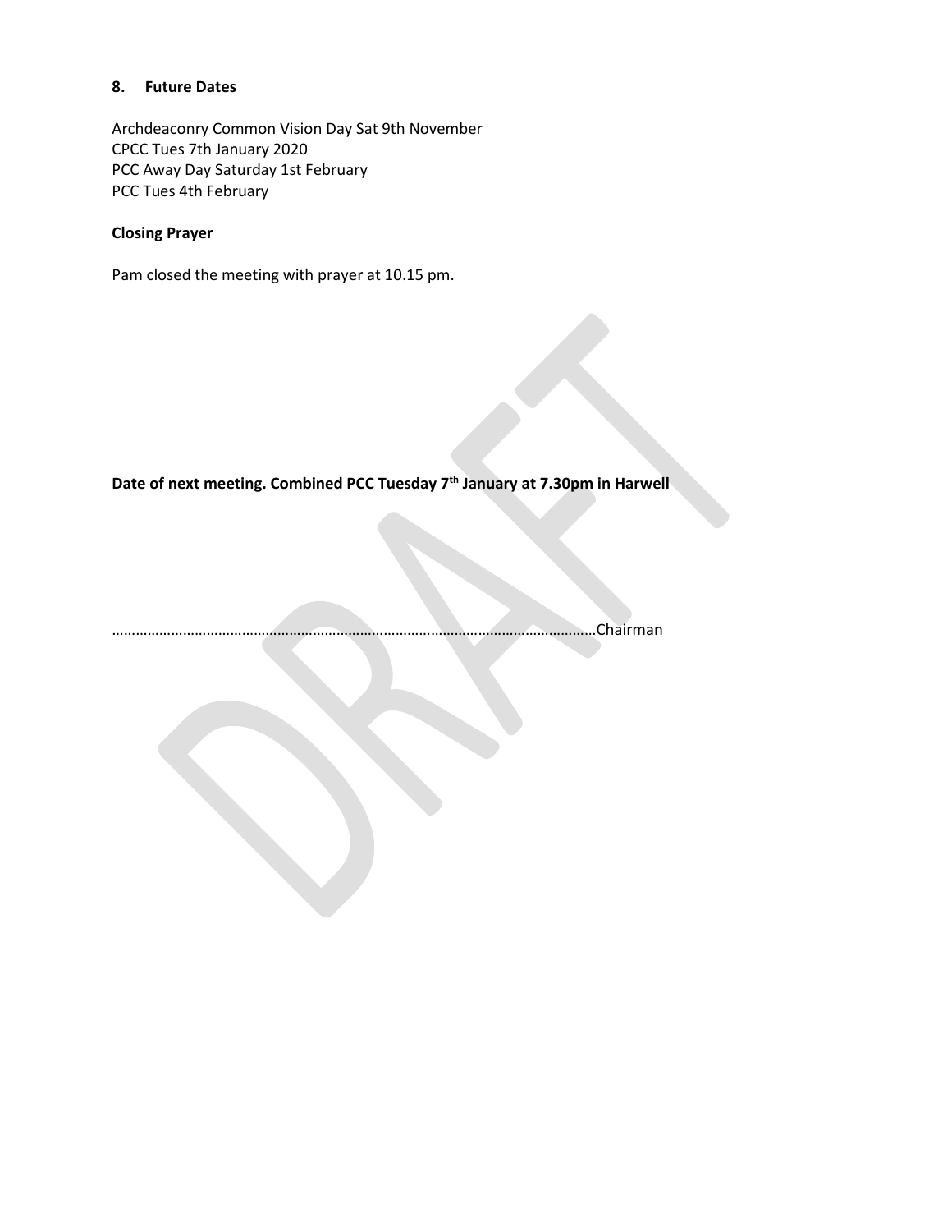**8. Future Dates**

Archdeaconry Common Vision Day Sat 9th November
CPCC Tues 7th January 2020
PCC Away Day Saturday 1st February
PCC Tues 4th February

**Closing Prayer**

Pam closed the meeting with prayer at 10.15 pm.

**Date of next meeting. Combined PCC Tuesday 7th January at 7.30pm in Harwell**

…………………………………………………………………………………………………………Chairman